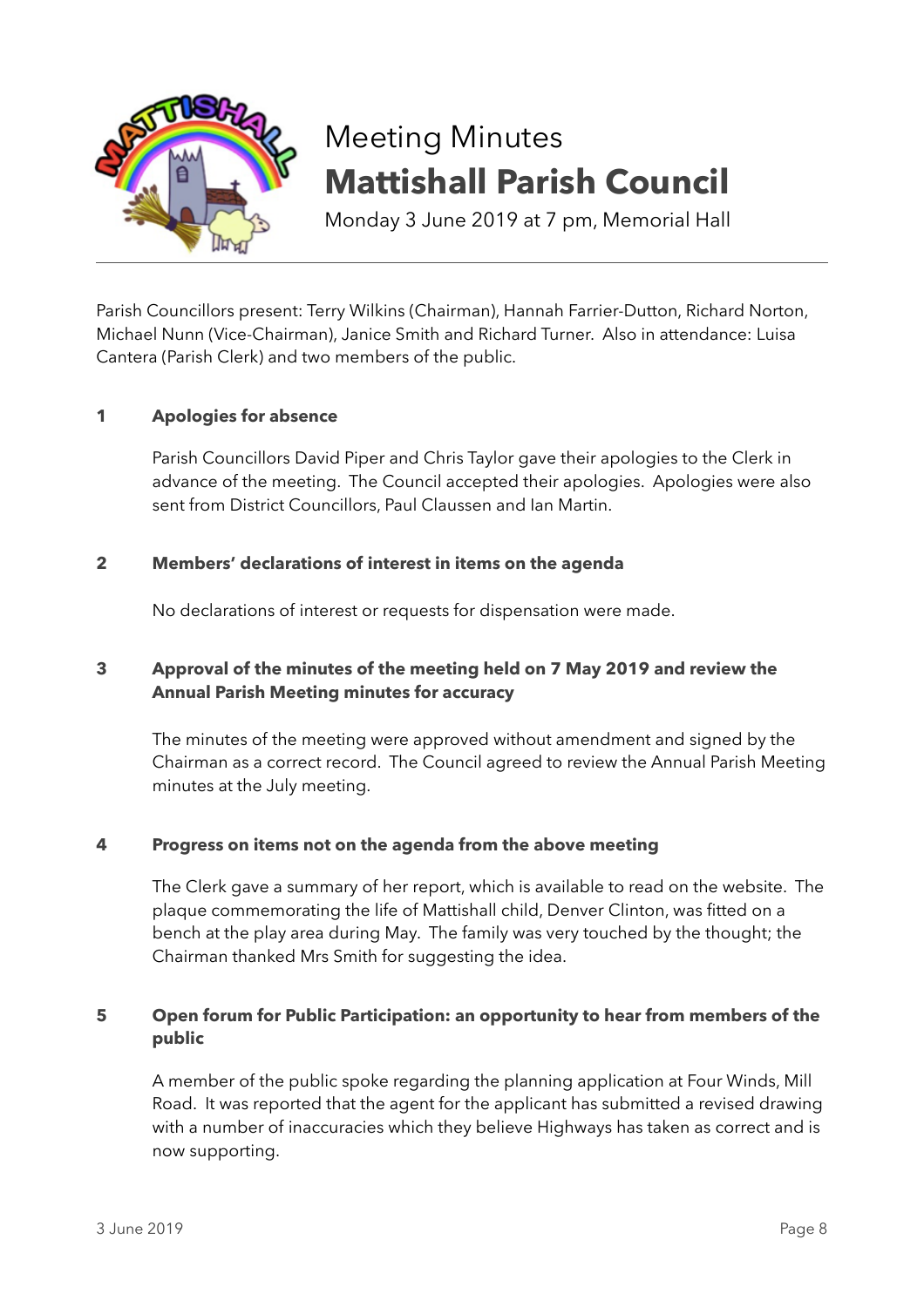# Meeting Minutes

# Mattishall Parish Council

Monday 3 June 2019 at 7 pm, Memorial Hall

---

Parish Councillors present: Terry Wilkins (Chairman), Hannah Farrier-Dutton, Richard Norton, Michael Nunn (Vice-Chairman), Janice Smith and Richard Turner. Also in attendance: Luisa Cantera (Parish Clerk) and two members of the public.

### 1 Apologies for absence

Parish Councillors David Piper and Chris Taylor gave their apologies to the Clerk in advance of the meeting. The Council accepted their apologies. Apologies were also sent from District Councillors, Paul Claussen and Ian Martin.

### 2 Members' declarations of interest in items on the agenda

No declarations of interest or requests for dispensation were made.

### 3 Approval of the minutes of the meeting held on 7 May 2019 and review the Annual Parish Meeting minutes for accuracy

The minutes of the meeting were approved without amendment and signed by the Chairman as a correct record. The Council agreed to review the Annual Parish Meeting minutes at the July meeting.

### 4 Progress on items not on the agenda from the above meeting

The Clerk gave a summary of her report, which is available to read on the website. The plaque commemorating the life of Mattishall child, Denver Clinton, was fitted on a bench at the play area during May. The family was very touched by the thought; the Chairman thanked Mrs Smith for suggesting the idea.

### 5 Open forum for Public Participation: an opportunity to hear from members of the public

A member of the public spoke regarding the planning application at Four Winds, Mill Road. It was reported that the agent for the applicant has submitted a revised drawing with a number of inaccuracies which they believe Highways has taken as correct and is now supporting.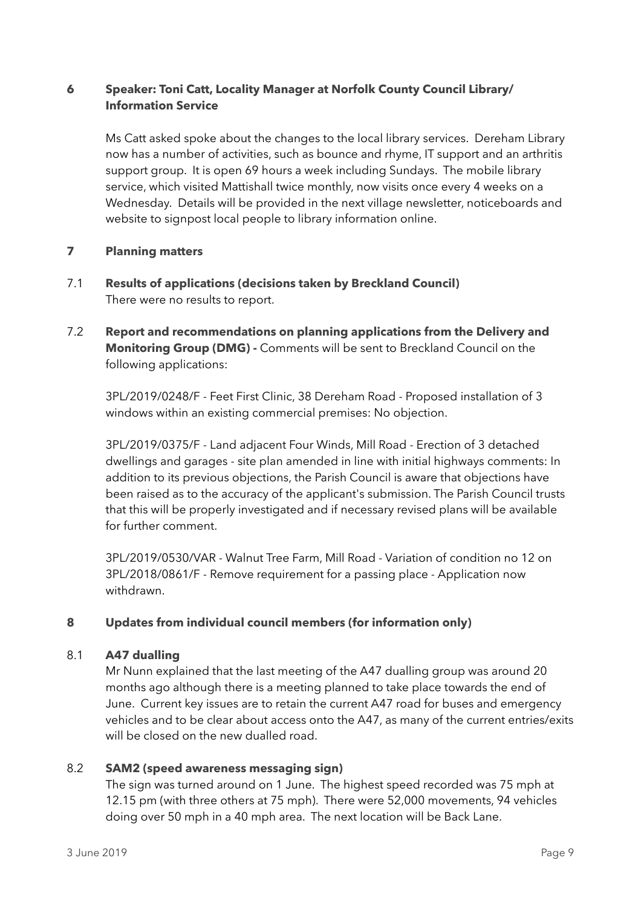## 6 Speaker: Toni Catt, Locality Manager at Norfolk County Council Library/ Information Service

Ms Catt asked spoke about the changes to the local library services. Dereham Library now has a number of activities, such as bounce and rhyme, IT support and an arthritis support group. It is open 69 hours a week including Sundays. The mobile library service, which visited Mattishall twice monthly, now visits once every 4 weeks on a Wednesday. Details will be provided in the next village newsletter, noticeboards and website to signpost local people to library information online.

## 7 Planning matters

### 7.1 Results of applications (decisions taken by Breckland Council)

There were no results to report.

### 7.2 Report and recommendations on planning applications from the Delivery and Monitoring Group (DMG) - 

Comments will be sent to Breckland Council on the following applications:

3PL/2019/0248/F - Feet First Clinic, 38 Dereham Road - Proposed installation of 3 windows within an existing commercial premises: No objection.

3PL/2019/0375/F - Land adjacent Four Winds, Mill Road - Erection of 3 detached dwellings and garages - site plan amended in line with initial highways comments: In addition to its previous objections, the Parish Council is aware that objections have been raised as to the accuracy of the applicant's submission. The Parish Council trusts that this will be properly investigated and if necessary revised plans will be available for further comment.

3PL/2019/0530/VAR - Walnut Tree Farm, Mill Road - Variation of condition no 12 on 3PL/2018/0861/F - Remove requirement for a passing place - Application now withdrawn.

## 8 Updates from individual council members (for information only)

### 8.1 A47 dualling

Mr Nunn explained that the last meeting of the A47 dualling group was around 20 months ago although there is a meeting planned to take place towards the end of June. Current key issues are to retain the current A47 road for buses and emergency vehicles and to be clear about access onto the A47, as many of the current entries/exits will be closed on the new dualled road.

### 8.2 SAM2 (speed awareness messaging sign)

The sign was turned around on 1 June. The highest speed recorded was 75 mph at 12.15 pm (with three others at 75 mph). There were 52,000 movements, 94 vehicles doing over 50 mph in a 40 mph area. The next location will be Back Lane.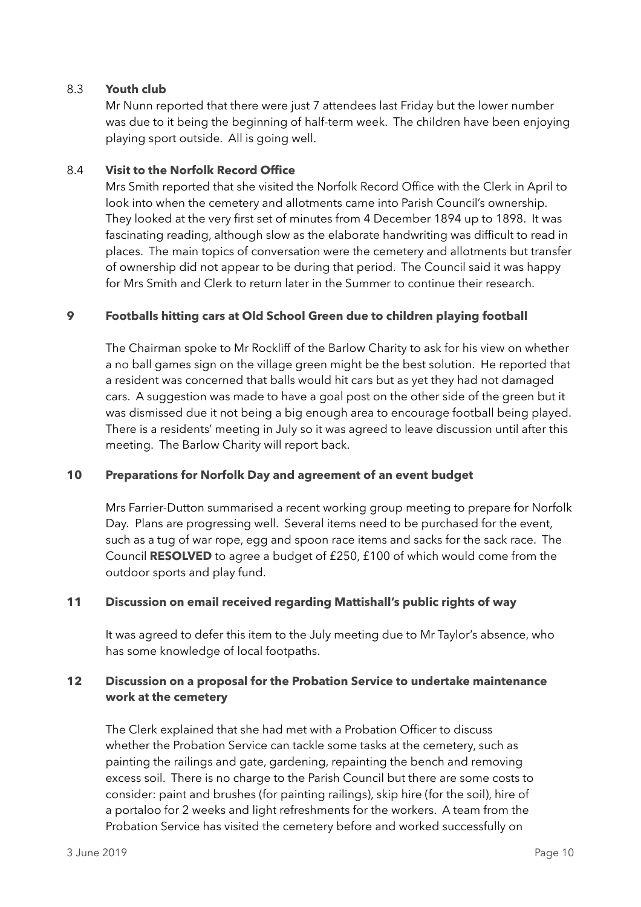### 8.3 Youth club

Mr Nunn reported that there were just 7 attendees last Friday but the lower number was due to it being the beginning of half-term week. The children have been enjoying playing sport outside. All is going well.

### 8.4 Visit to the Norfolk Record Office

Mrs Smith reported that she visited the Norfolk Record Office with the Clerk in April to look into when the cemetery and allotments came into Parish Council's ownership. They looked at the very first set of minutes from 4 December 1894 up to 1898. It was fascinating reading, although slow as the elaborate handwriting was difficult to read in places. The main topics of conversation were the cemetery and allotments but transfer of ownership did not appear to be during that period. The Council said it was happy for Mrs Smith and Clerk to return later in the Summer to continue their research.

## 9 Footballs hitting cars at Old School Green due to children playing football

The Chairman spoke to Mr Rockliff of the Barlow Charity to ask for his view on whether a no ball games sign on the village green might be the best solution. He reported that a resident was concerned that balls would hit cars but as yet they had not damaged cars. A suggestion was made to have a goal post on the other side of the green but it was dismissed due it not being a big enough area to encourage football being played. There is a residents' meeting in July so it was agreed to leave discussion until after this meeting. The Barlow Charity will report back.

## 10 Preparations for Norfolk Day and agreement of an event budget

Mrs Farrier-Dutton summarised a recent working group meeting to prepare for Norfolk Day. Plans are progressing well. Several items need to be purchased for the event, such as a tug of war rope, egg and spoon race items and sacks for the sack race. The Council **RESOLVED** to agree a budget of £250, £100 of which would come from the outdoor sports and play fund.

## 11 Discussion on email received regarding Mattishall's public rights of way

It was agreed to defer this item to the July meeting due to Mr Taylor's absence, who has some knowledge of local footpaths.

## 12 Discussion on a proposal for the Probation Service to undertake maintenance work at the cemetery

The Clerk explained that she had met with a Probation Officer to discuss whether the Probation Service can tackle some tasks at the cemetery, such as painting the railings and gate, gardening, repainting the bench and removing excess soil. There is no charge to the Parish Council but there are some costs to consider: paint and brushes (for painting railings), skip hire (for the soil), hire of a portaloo for 2 weeks and light refreshments for the workers. A team from the Probation Service has visited the cemetery before and worked successfully on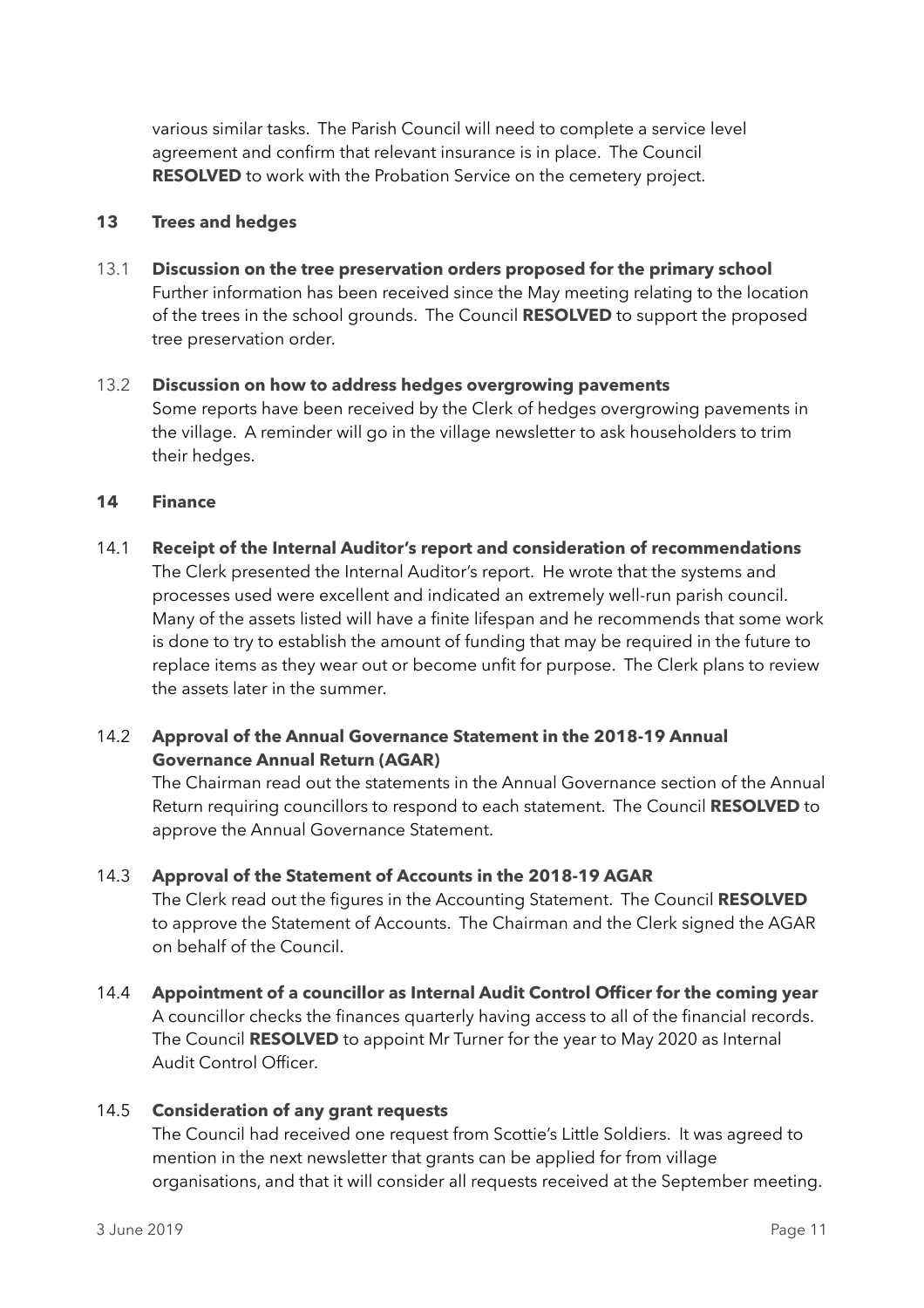various similar tasks. The Parish Council will need to complete a service level agreement and confirm that relevant insurance is in place. The Council **RESOLVED** to work with the Probation Service on the cemetery project.

## 13 Trees and hedges

### 13.1 Discussion on the tree preservation orders proposed for the primary school

Further information has been received since the May meeting relating to the location of the trees in the school grounds. The Council **RESOLVED** to support the proposed tree preservation order.

### 13.2 Discussion on how to address hedges overgrowing pavements

Some reports have been received by the Clerk of hedges overgrowing pavements in the village. A reminder will go in the village newsletter to ask householders to trim their hedges.

## 14 Finance

### 14.1 Receipt of the Internal Auditor's report and consideration of recommendations

The Clerk presented the Internal Auditor's report. He wrote that the systems and processes used were excellent and indicated an extremely well-run parish council. Many of the assets listed will have a finite lifespan and he recommends that some work is done to try to establish the amount of funding that may be required in the future to replace items as they wear out or become unfit for purpose. The Clerk plans to review the assets later in the summer.

### 14.2 Approval of the Annual Governance Statement in the 2018-19 Annual Governance Annual Return (AGAR)

The Chairman read out the statements in the Annual Governance section of the Annual Return requiring councillors to respond to each statement. The Council **RESOLVED** to approve the Annual Governance Statement.

### 14.3 Approval of the Statement of Accounts in the 2018-19 AGAR

The Clerk read out the figures in the Accounting Statement. The Council **RESOLVED** to approve the Statement of Accounts. The Chairman and the Clerk signed the AGAR on behalf of the Council.

### 14.4 Appointment of a councillor as Internal Audit Control Officer for the coming year

A councillor checks the finances quarterly having access to all of the financial records. The Council **RESOLVED** to appoint Mr Turner for the year to May 2020 as Internal Audit Control Officer.

### 14.5 Consideration of any grant requests

The Council had received one request from Scottie's Little Soldiers. It was agreed to mention in the next newsletter that grants can be applied for from village organisations, and that it will consider all requests received at the September meeting.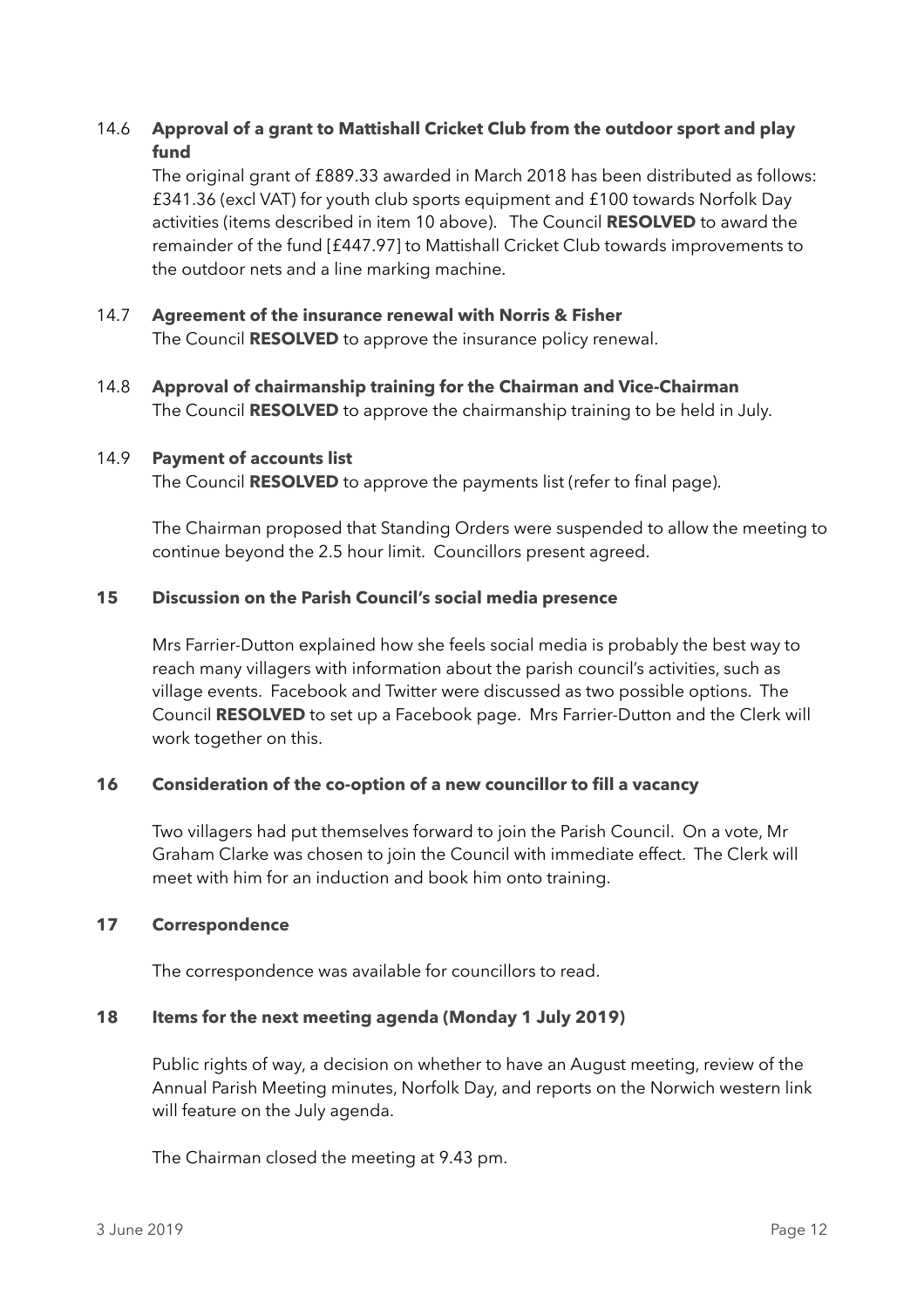### 14.6 Approval of a grant to Mattishall Cricket Club from the outdoor sport and play fund

The original grant of £889.33 awarded in March 2018 has been distributed as follows: £341.36 (excl VAT) for youth club sports equipment and £100 towards Norfolk Day activities (items described in item 10 above). The Council **RESOLVED** to award the remainder of the fund [£447.97] to Mattishall Cricket Club towards improvements to the outdoor nets and a line marking machine.

### 14.7 Agreement of the insurance renewal with Norris & Fisher

The Council **RESOLVED** to approve the insurance policy renewal.

### 14.8 Approval of chairmanship training for the Chairman and Vice-Chairman

The Council **RESOLVED** to approve the chairmanship training to be held in July.

### 14.9 Payment of accounts list

The Council **RESOLVED** to approve the payments list (refer to final page).

The Chairman proposed that Standing Orders were suspended to allow the meeting to continue beyond the 2.5 hour limit. Councillors present agreed.

## 15 Discussion on the Parish Council's social media presence

Mrs Farrier-Dutton explained how she feels social media is probably the best way to reach many villagers with information about the parish council's activities, such as village events. Facebook and Twitter were discussed as two possible options. The Council **RESOLVED** to set up a Facebook page. Mrs Farrier-Dutton and the Clerk will work together on this.

## 16 Consideration of the co-option of a new councillor to fill a vacancy

Two villagers had put themselves forward to join the Parish Council. On a vote, Mr Graham Clarke was chosen to join the Council with immediate effect. The Clerk will meet with him for an induction and book him onto training.

## 17 Correspondence

The correspondence was available for councillors to read.

## 18 Items for the next meeting agenda (Monday 1 July 2019)

Public rights of way, a decision on whether to have an August meeting, review of the Annual Parish Meeting minutes, Norfolk Day, and reports on the Norwich western link will feature on the July agenda.

The Chairman closed the meeting at 9.43 pm.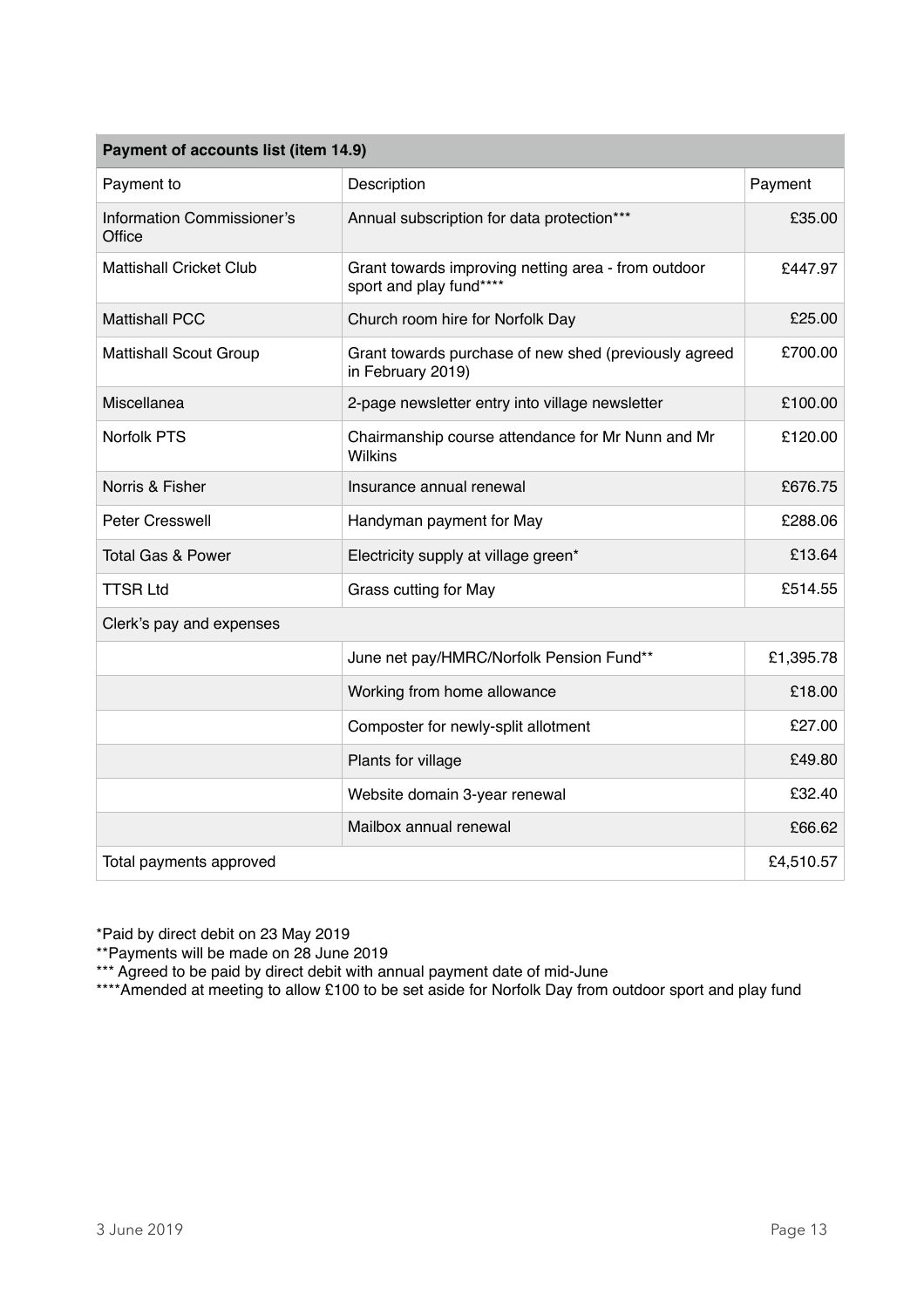| Payment of accounts list (item 14.9) | | |
|---|---|---|
| Payment to | Description | Payment |
| Information Commissioner's Office | Annual subscription for data protection*** | £35.00 |
| Mattishall Cricket Club | Grant towards improving netting area - from outdoor sport and play fund**** | £447.97 |
| Mattishall PCC | Church room hire for Norfolk Day | £25.00 |
| Mattishall Scout Group | Grant towards purchase of new shed (previously agreed in February 2019) | £700.00 |
| Miscellanea | 2-page newsletter entry into village newsletter | £100.00 |
| Norfolk PTS | Chairmanship course attendance for Mr Nunn and Mr Wilkins | £120.00 |
| Norris & Fisher | Insurance annual renewal | £676.75 |
| Peter Cresswell | Handyman payment for May | £288.06 |
| Total Gas & Power | Electricity supply at village green* | £13.64 |
| TTSR Ltd | Grass cutting for May | £514.55 |
| Clerk's pay and expenses | | |
| | June net pay/HMRC/Norfolk Pension Fund** | £1,395.78 |
| | Working from home allowance | £18.00 |
| | Composter for newly-split allotment | £27.00 |
| | Plants for village | £49.80 |
| | Website domain 3-year renewal | £32.40 |
| | Mailbox annual renewal | £66.62 |
| Total payments approved | | £4,510.57 |

*Paid by direct debit on 23 May 2019

**Payments will be made on 28 June 2019

*** Agreed to be paid by direct debit with annual payment date of mid-June

****Amended at meeting to allow £100 to be set aside for Norfolk Day from outdoor sport and play fund